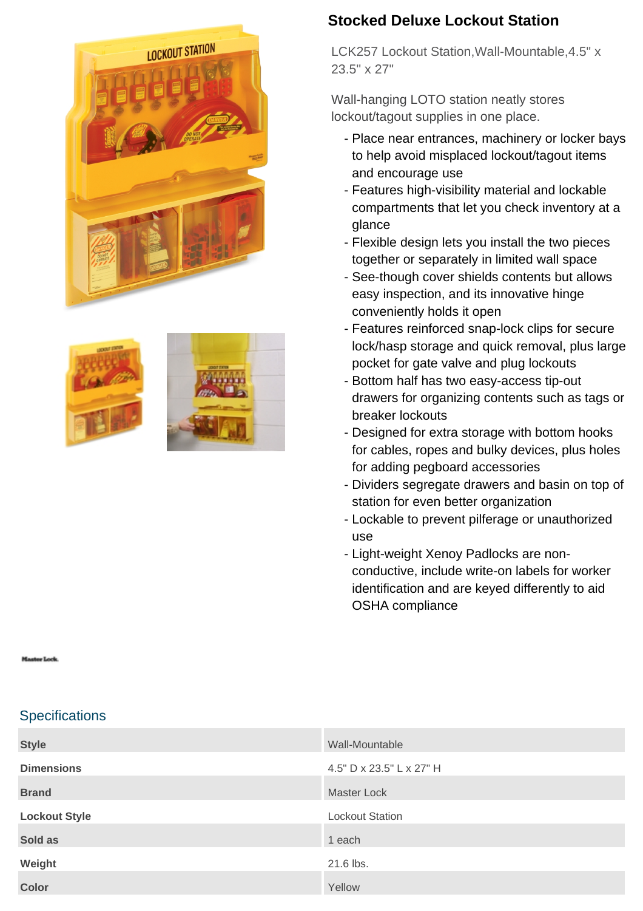# Stocked Deluxe Lockout Station

LCK257 Lockout Station,Wall-Mountable,4.5" x 23.5" x 27"

Wall-hanging LOTO station neatly stores lockout/tagout supplies in one place.

- Place near entrances, machinery or locker bays to help avoid misplaced lockout/tagout items and encourage use
- Features high-visibility material and lockable compartments that let you check inventory at a glance
- Flexible design lets you install the two pieces together or separately in limited wall space
- See-though cover shields contents but allows easy inspection, and its innovative hinge conveniently holds it open
- Features reinforced snap-lock clips for secure lock/hasp storage and quick removal, plus large pocket for gate valve and plug lockouts
- Bottom half has two easy-access tip-out drawers for organizing contents such as tags or breaker lockouts
- Designed for extra storage with bottom hooks for cables, ropes and bulky devices, plus holes for adding pegboard accessories
- Dividers segregate drawers and basin on top of station for even better organization
- Lockable to prevent pilferage or unauthorized use
- Light-weight Xenoy Padlocks are non-conductive, include write-on labels for worker identification and are keyed differently to aid OSHA compliance

Master Lock

## Specifications

| | |
|---|---|
| **Style** | Wall-Mountable |
| **Dimensions** | 4.5" D x 23.5" L x 27" H |
| **Brand** | Master Lock |
| **Lockout Style** | Lockout Station |
| **Sold as** | 1 each |
| **Weight** | 21.6 lbs. |
| **Color** | Yellow |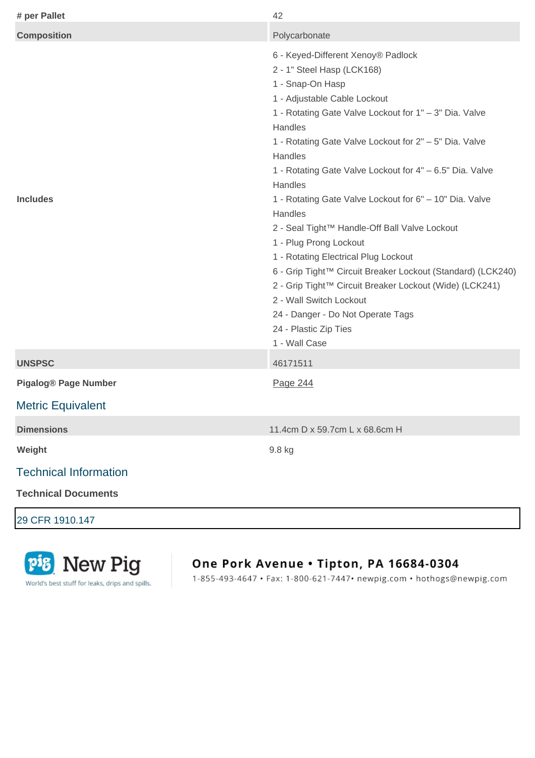| | |
|---|---|
| **# per Pallet** | 42 |
| **Composition** | Polycarbonate |
| **Includes** | 6 - Keyed-Different Xenoy® Padlock<br>2 - 1" Steel Hasp (LCK168)<br>1 - Snap-On Hasp<br>1 - Adjustable Cable Lockout<br>1 - Rotating Gate Valve Lockout for 1" – 3" Dia. Valve Handles<br>1 - Rotating Gate Valve Lockout for 2" – 5" Dia. Valve Handles<br>1 - Rotating Gate Valve Lockout for 4" – 6.5" Dia. Valve Handles<br>1 - Rotating Gate Valve Lockout for 6" – 10" Dia. Valve Handles<br>2 - Seal Tight™ Handle-Off Ball Valve Lockout<br>1 - Plug Prong Lockout<br>1 - Rotating Electrical Plug Lockout<br>6 - Grip Tight™ Circuit Breaker Lockout (Standard) (LCK240)<br>2 - Grip Tight™ Circuit Breaker Lockout (Wide) (LCK241)<br>2 - Wall Switch Lockout<br>24 - Danger - Do Not Operate Tags<br>24 - Plastic Zip Ties<br>1 - Wall Case |
| **UNSPSC** | 46171511 |
| **Pigalog® Page Number** | Page 244 |

## Metric Equivalent

| | |
|---|---|
| **Dimensions** | 11.4cm D x 59.7cm L x 68.6cm H |
| **Weight** | 9.8 kg |

## Technical Information

**Technical Documents**

29 CFR 1910.147

New Pig
World's best stuff for leaks, drips and spills.

One Pork Avenue • Tipton, PA 16684-0304
1-855-493-4647 • Fax: 1-800-621-7447• newpig.com • hothogs@newpig.com